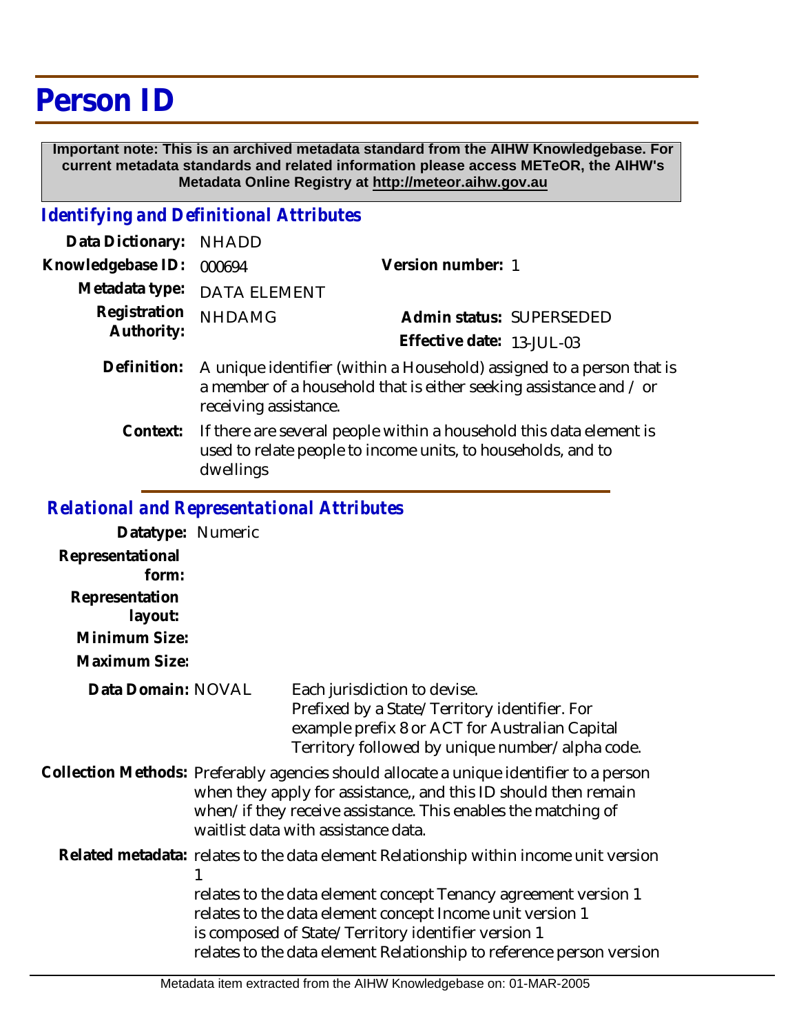# Person ID

**Important note: This is an archived metadata standard from the AIHW Knowledgebase. For current metadata standards and related information please access METeOR, the AIHW's Metadata Online Registry at http://meteor.aihw.gov.au**

## *Identifying and Definitional Attributes*

**Data Dictionary:** NHADD

**Knowledgebase ID:** 000694

**Version number:** 1

**Metadata type:** DATA ELEMENT

**Registration Authority:** NHDAMG

**Admin status:** SUPERSEDED

**Effective date:** 13-JUL-03

**Definition:** A unique identifier (within a Household) assigned to a person that is a member of a household that is either seeking assistance and / or receiving assistance.

**Context:** If there are several people within a household this data element is used to relate people to income units, to households, and to dwellings

## *Relational and Representational Attributes*

**Datatype:** Numeric

**Representational form:**

**Representation layout:**

**Minimum Size:**

**Maximum Size:**

**Data Domain:** NOVAL

Each jurisdiction to devise.
Prefixed by a State/Territory identifier. For example prefix 8 or ACT for Australian Capital Territory followed by unique number/alpha code.

**Collection Methods:** Preferably agencies should allocate a unique identifier to a person when they apply for assistance,, and this ID should then remain when/if they receive assistance. This enables the matching of waitlist data with assistance data.

**Related metadata:** relates to the data element Relationship within income unit version 1
relates to the data element concept Tenancy agreement version 1
relates to the data element concept Income unit version 1
is composed of State/Territory identifier version 1
relates to the data element Relationship to reference person version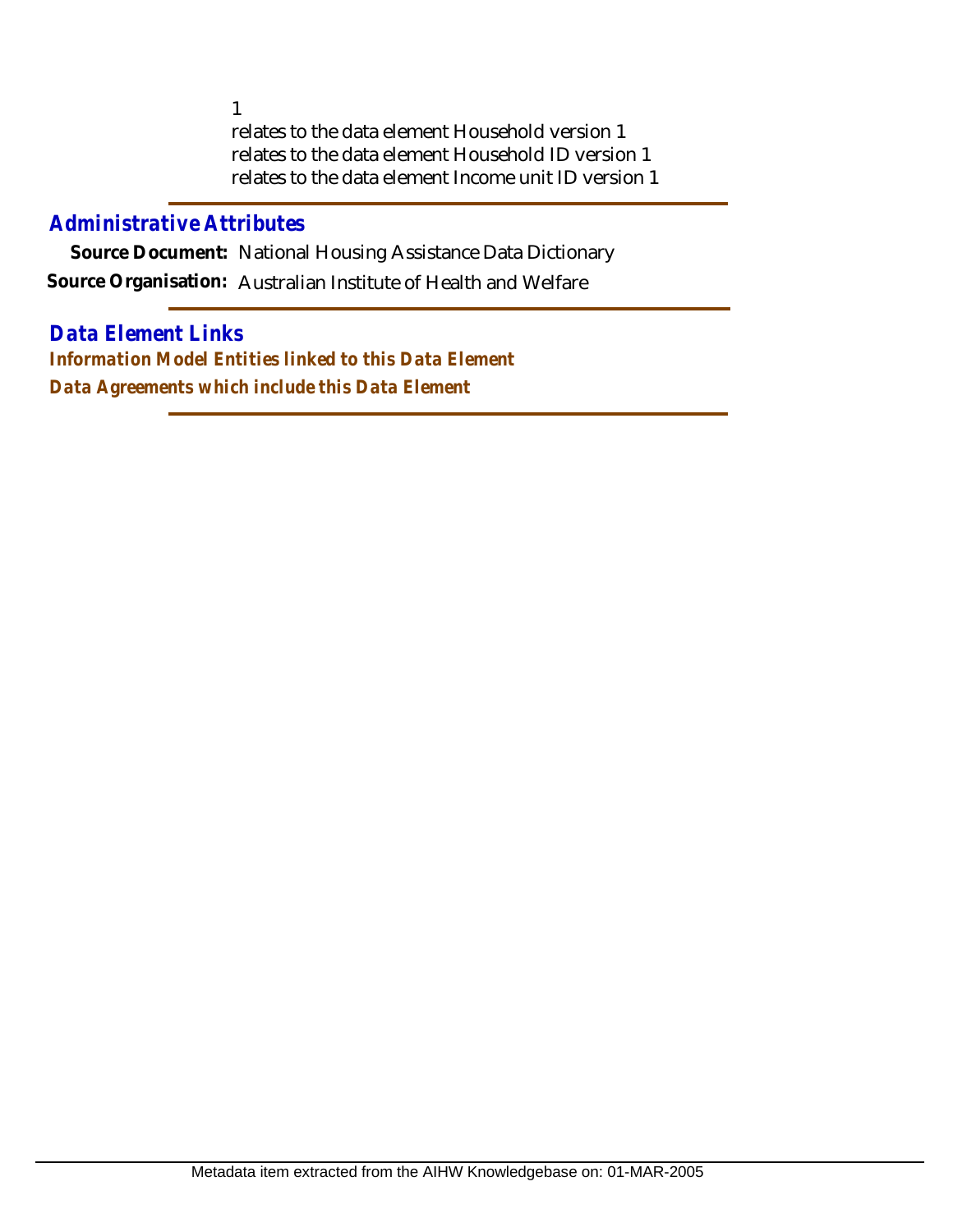1
relates to the data element Household version 1
relates to the data element Household ID version 1
relates to the data element Income unit ID version 1

## Administrative Attributes

**Source Document:** National Housing Assistance Data Dictionary

**Source Organisation:** Australian Institute of Health and Welfare

## Data Element Links

***Information Model Entities linked to this Data Element***

***Data Agreements which include this Data Element***